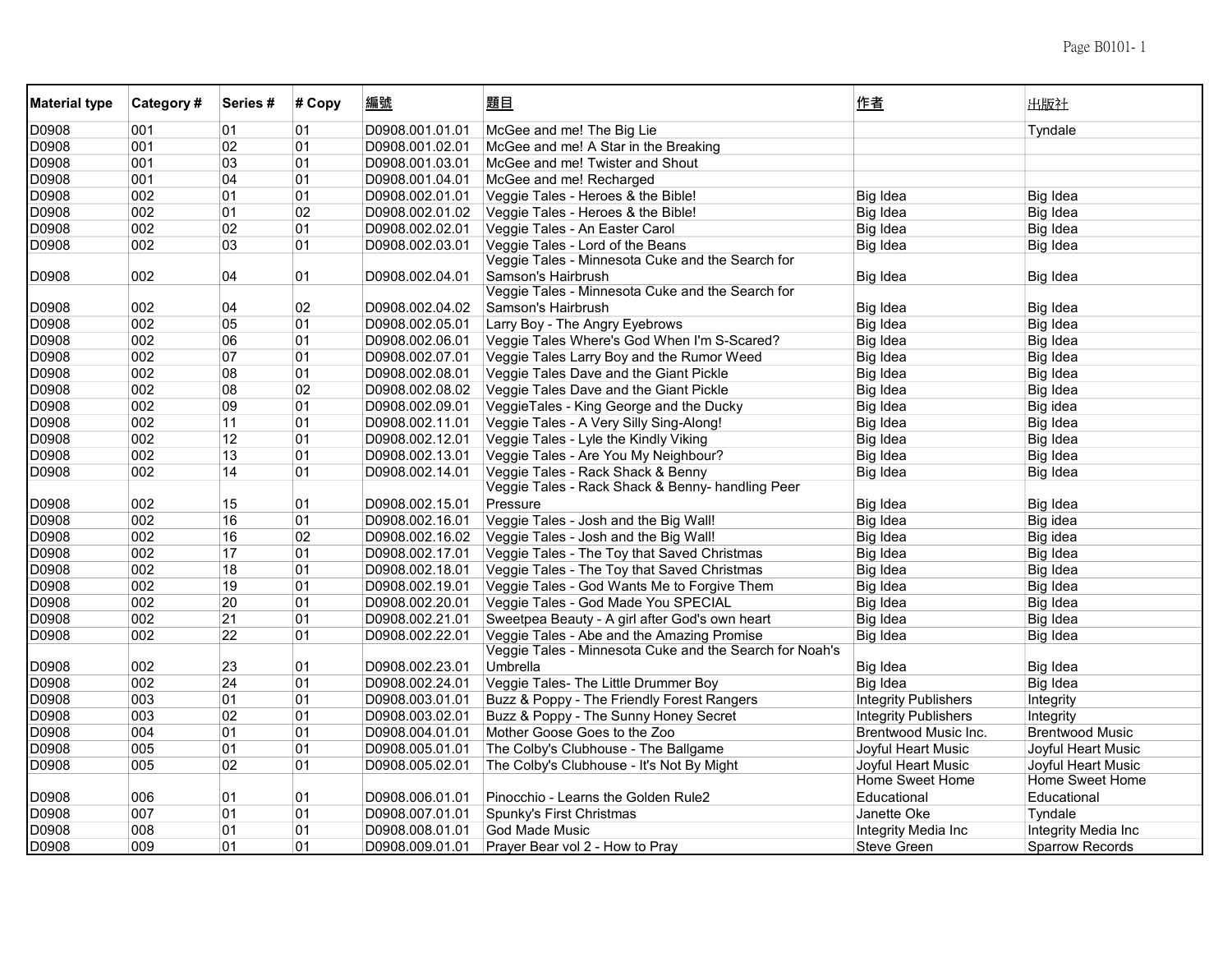| Material type | Category # | Series # | # Copy | 編號 | 題目 | 作者 | 出版社 |
|---|---|---|---|---|---|---|---|
| D0908 | 001 | 01 | 01 | D0908.001.01.01 | McGee and me! The Big Lie | | Tyndale |
| D0908 | 001 | 02 | 01 | D0908.001.02.01 | McGee and me! A Star in the Breaking | | |
| D0908 | 001 | 03 | 01 | D0908.001.03.01 | McGee and me! Twister and Shout | | |
| D0908 | 001 | 04 | 01 | D0908.001.04.01 | McGee and me! Recharged | | |
| D0908 | 002 | 01 | 01 | D0908.002.01.01 | Veggie Tales - Heroes & the Bible! | Big Idea | Big Idea |
| D0908 | 002 | 01 | 02 | D0908.002.01.02 | Veggie Tales - Heroes & the Bible! | Big Idea | Big Idea |
| D0908 | 002 | 02 | 01 | D0908.002.02.01 | Veggie Tales - An Easter Carol | Big Idea | Big Idea |
| D0908 | 002 | 03 | 01 | D0908.002.03.01 | Veggie Tales - Lord of the Beans | Big Idea | Big Idea |
| D0908 | 002 | 04 | 01 | D0908.002.04.01 | Veggie Tales - Minnesota Cuke and the Search for Samson's Hairbrush | Big Idea | Big Idea |
| D0908 | 002 | 04 | 02 | D0908.002.04.02 | Veggie Tales - Minnesota Cuke and the Search for Samson's Hairbrush | Big Idea | Big Idea |
| D0908 | 002 | 05 | 01 | D0908.002.05.01 | Larry Boy - The Angry Eyebrows | Big Idea | Big Idea |
| D0908 | 002 | 06 | 01 | D0908.002.06.01 | Veggie Tales Where's God When I'm S-Scared? | Big Idea | Big Idea |
| D0908 | 002 | 07 | 01 | D0908.002.07.01 | Veggie Tales Larry Boy and the Rumor Weed | Big Idea | Big Idea |
| D0908 | 002 | 08 | 01 | D0908.002.08.01 | Veggie Tales Dave and the Giant Pickle | Big Idea | Big Idea |
| D0908 | 002 | 08 | 02 | D0908.002.08.02 | Veggie Tales Dave and the Giant Pickle | Big Idea | Big Idea |
| D0908 | 002 | 09 | 01 | D0908.002.09.01 | VeggieTales - King George and the Ducky | Big Idea | Big idea |
| D0908 | 002 | 11 | 01 | D0908.002.11.01 | Veggie Tales - A Very Silly Sing-Along! | Big Idea | Big Idea |
| D0908 | 002 | 12 | 01 | D0908.002.12.01 | Veggie Tales - Lyle the Kindly Viking | Big Idea | Big Idea |
| D0908 | 002 | 13 | 01 | D0908.002.13.01 | Veggie Tales - Are You My Neighbour? | Big Idea | Big Idea |
| D0908 | 002 | 14 | 01 | D0908.002.14.01 | Veggie Tales - Rack Shack & Benny | Big Idea | Big Idea |
| D0908 | 002 | 15 | 01 | D0908.002.15.01 | Veggie Tales - Rack Shack & Benny- handling Peer Pressure | Big Idea | Big Idea |
| D0908 | 002 | 16 | 01 | D0908.002.16.01 | Veggie Tales - Josh and the Big Wall! | Big Idea | Big idea |
| D0908 | 002 | 16 | 02 | D0908.002.16.02 | Veggie Tales - Josh and the Big Wall! | Big Idea | Big idea |
| D0908 | 002 | 17 | 01 | D0908.002.17.01 | Veggie Tales - The Toy that Saved Christmas | Big Idea | Big Idea |
| D0908 | 002 | 18 | 01 | D0908.002.18.01 | Veggie Tales - The Toy that Saved Christmas | Big Idea | Big Idea |
| D0908 | 002 | 19 | 01 | D0908.002.19.01 | Veggie Tales - God Wants Me to Forgive Them | Big Idea | Big Idea |
| D0908 | 002 | 20 | 01 | D0908.002.20.01 | Veggie Tales - God Made You SPECIAL | Big Idea | Big Idea |
| D0908 | 002 | 21 | 01 | D0908.002.21.01 | Sweetpea Beauty - A girl after God's own heart | Big Idea | Big Idea |
| D0908 | 002 | 22 | 01 | D0908.002.22.01 | Veggie Tales - Abe and the Amazing Promise | Big Idea | Big Idea |
| D0908 | 002 | 23 | 01 | D0908.002.23.01 | Veggie Tales - Minnesota Cuke and the Search for Noah's Umbrella | Big Idea | Big Idea |
| D0908 | 002 | 24 | 01 | D0908.002.24.01 | Veggie Tales- The Little Drummer Boy | Big Idea | Big Idea |
| D0908 | 003 | 01 | 01 | D0908.003.01.01 | Buzz & Poppy - The Friendly Forest Rangers | Integrity Publishers | Integrity |
| D0908 | 003 | 02 | 01 | D0908.003.02.01 | Buzz & Poppy - The Sunny Honey Secret | Integrity Publishers | Integrity |
| D0908 | 004 | 01 | 01 | D0908.004.01.01 | Mother Goose Goes to the Zoo | Brentwood Music Inc. | Brentwood Music |
| D0908 | 005 | 01 | 01 | D0908.005.01.01 | The Colby's Clubhouse - The Ballgame | Joyful Heart Music | Joyful Heart Music |
| D0908 | 005 | 02 | 01 | D0908.005.02.01 | The Colby's Clubhouse - It's Not By Might | Joyful Heart Music | Joyful Heart Music |
| D0908 | 006 | 01 | 01 | D0908.006.01.01 | Pinocchio - Learns the Golden Rule2 | Home Sweet Home Educational | Home Sweet Home Educational |
| D0908 | 007 | 01 | 01 | D0908.007.01.01 | Spunky's First Christmas | Janette Oke | Tyndale |
| D0908 | 008 | 01 | 01 | D0908.008.01.01 | God Made Music | Integrity Media Inc | Integrity Media Inc |
| D0908 | 009 | 01 | 01 | D0908.009.01.01 | Prayer Bear vol 2 - How to Pray | Steve Green | Sparrow Records |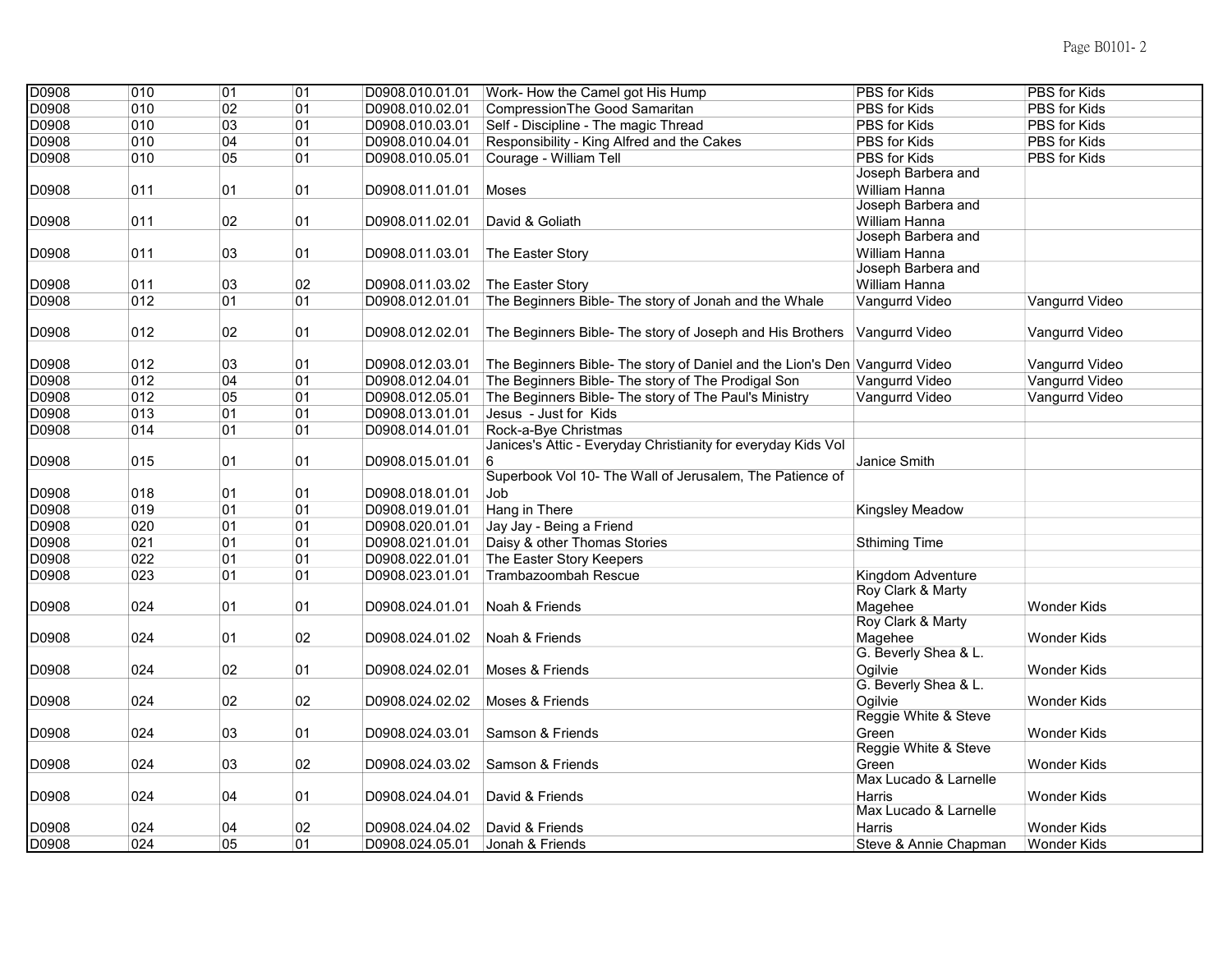| | | | | | | | |
|---|---|---|---|---|---|---|---|
| D0908 | 010 | 01 | 01 | D0908.010.01.01 | Work- How the Camel got His Hump | PBS for Kids | PBS for Kids |
| D0908 | 010 | 02 | 01 | D0908.010.02.01 | CompressionThe Good Samaritan | PBS for Kids | PBS for Kids |
| D0908 | 010 | 03 | 01 | D0908.010.03.01 | Self - Discipline - The magic Thread | PBS for Kids | PBS for Kids |
| D0908 | 010 | 04 | 01 | D0908.010.04.01 | Responsibility - King Alfred and the Cakes | PBS for Kids | PBS for Kids |
| D0908 | 010 | 05 | 01 | D0908.010.05.01 | Courage - William Tell | PBS for Kids | PBS for Kids |
| D0908 | 011 | 01 | 01 | D0908.011.01.01 | Moses | Joseph Barbera and William Hanna | |
| D0908 | 011 | 02 | 01 | D0908.011.02.01 | David & Goliath | Joseph Barbera and William Hanna | |
| D0908 | 011 | 03 | 01 | D0908.011.03.01 | The Easter Story | Joseph Barbera and William Hanna | |
| D0908 | 011 | 03 | 02 | D0908.011.03.02 | The Easter Story | Joseph Barbera and William Hanna | |
| D0908 | 012 | 01 | 01 | D0908.012.01.01 | The Beginners Bible- The story of Jonah and the Whale | Vangurrd Video | Vangurrd Video |
| D0908 | 012 | 02 | 01 | D0908.012.02.01 | The Beginners Bible- The story of Joseph and His Brothers | Vangurrd Video | Vangurrd Video |
| D0908 | 012 | 03 | 01 | D0908.012.03.01 | The Beginners Bible- The story of Daniel and the Lion's Den | Vangurrd Video | Vangurrd Video |
| D0908 | 012 | 04 | 01 | D0908.012.04.01 | The Beginners Bible- The story of The Prodigal Son | Vangurrd Video | Vangurrd Video |
| D0908 | 012 | 05 | 01 | D0908.012.05.01 | The Beginners Bible- The story of The Paul's Ministry | Vangurrd Video | Vangurrd Video |
| D0908 | 013 | 01 | 01 | D0908.013.01.01 | Jesus - Just for Kids | | |
| D0908 | 014 | 01 | 01 | D0908.014.01.01 | Rock-a-Bye Christmas | | |
| D0908 | 015 | 01 | 01 | D0908.015.01.01 | Janices's Attic - Everyday Christianity for everyday Kids Vol 6 | Janice Smith | |
| D0908 | 018 | 01 | 01 | D0908.018.01.01 | Superbook Vol 10- The Wall of Jerusalem, The Patience of Job | | |
| D0908 | 019 | 01 | 01 | D0908.019.01.01 | Hang in There | Kingsley Meadow | |
| D0908 | 020 | 01 | 01 | D0908.020.01.01 | Jay Jay - Being a Friend | | |
| D0908 | 021 | 01 | 01 | D0908.021.01.01 | Daisy & other Thomas Stories | Sthiming Time | |
| D0908 | 022 | 01 | 01 | D0908.022.01.01 | The Easter Story Keepers | | |
| D0908 | 023 | 01 | 01 | D0908.023.01.01 | Trambazoombah Rescue | Kingdom Adventure | |
| D0908 | 024 | 01 | 01 | D0908.024.01.01 | Noah & Friends | Roy Clark & Marty Magehee | Wonder Kids |
| D0908 | 024 | 01 | 02 | D0908.024.01.02 | Noah & Friends | Roy Clark & Marty Magehee | Wonder Kids |
| D0908 | 024 | 02 | 01 | D0908.024.02.01 | Moses & Friends | G. Beverly Shea & L. Ogilvie | Wonder Kids |
| D0908 | 024 | 02 | 02 | D0908.024.02.02 | Moses & Friends | G. Beverly Shea & L. Ogilvie | Wonder Kids |
| D0908 | 024 | 03 | 01 | D0908.024.03.01 | Samson & Friends | Reggie White & Steve Green | Wonder Kids |
| D0908 | 024 | 03 | 02 | D0908.024.03.02 | Samson & Friends | Reggie White & Steve Green | Wonder Kids |
| D0908 | 024 | 04 | 01 | D0908.024.04.01 | David & Friends | Max Lucado & Larnelle Harris | Wonder Kids |
| D0908 | 024 | 04 | 02 | D0908.024.04.02 | David & Friends | Max Lucado & Larnelle Harris | Wonder Kids |
| D0908 | 024 | 05 | 01 | D0908.024.05.01 | Jonah & Friends | Steve & Annie Chapman | Wonder Kids |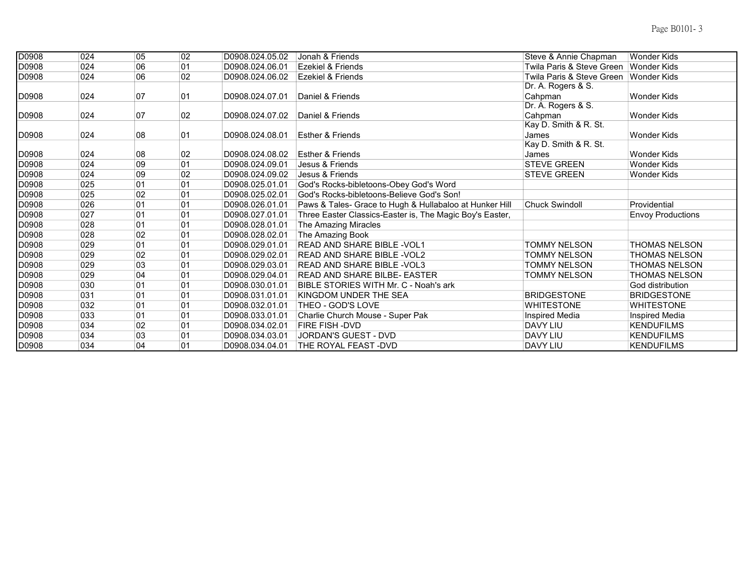| | | | | | | | |
|---|---|---|---|---|---|---|---|
| D0908 | 024 | 05 | 02 | D0908.024.05.02 | Jonah & Friends | Steve & Annie Chapman | Wonder Kids |
| D0908 | 024 | 06 | 01 | D0908.024.06.01 | Ezekiel & Friends | Twila Paris & Steve Green | Wonder Kids |
| D0908 | 024 | 06 | 02 | D0908.024.06.02 | Ezekiel & Friends | Twila Paris & Steve Green | Wonder Kids |
| D0908 | 024 | 07 | 01 | D0908.024.07.01 | Daniel & Friends | Dr. A. Rogers & S. Cahpman | Wonder Kids |
| D0908 | 024 | 07 | 02 | D0908.024.07.02 | Daniel & Friends | Dr. A. Rogers & S. Cahpman | Wonder Kids |
| D0908 | 024 | 08 | 01 | D0908.024.08.01 | Esther & Friends | Kay D. Smith & R. St. James | Wonder Kids |
| D0908 | 024 | 08 | 02 | D0908.024.08.02 | Esther & Friends | Kay D. Smith & R. St. James | Wonder Kids |
| D0908 | 024 | 09 | 01 | D0908.024.09.01 | Jesus & Friends | STEVE GREEN | Wonder Kids |
| D0908 | 024 | 09 | 02 | D0908.024.09.02 | Jesus & Friends | STEVE GREEN | Wonder Kids |
| D0908 | 025 | 01 | 01 | D0908.025.01.01 | God's Rocks-bibletoons-Obey God's Word | | |
| D0908 | 025 | 02 | 01 | D0908.025.02.01 | God's Rocks-bibletoons-Believe God's Son! | | |
| D0908 | 026 | 01 | 01 | D0908.026.01.01 | Paws & Tales- Grace to Hugh & Hullabaloo at Hunker Hill | Chuck Swindoll | Providential |
| D0908 | 027 | 01 | 01 | D0908.027.01.01 | Three Easter Classics-Easter is, The Magic Boy's Easter, | | Envoy Productions |
| D0908 | 028 | 01 | 01 | D0908.028.01.01 | The Amazing Miracles | | |
| D0908 | 028 | 02 | 01 | D0908.028.02.01 | The Amazing Book | | |
| D0908 | 029 | 01 | 01 | D0908.029.01.01 | READ AND SHARE BIBLE -VOL1 | TOMMY NELSON | THOMAS NELSON |
| D0908 | 029 | 02 | 01 | D0908.029.02.01 | READ AND SHARE BIBLE -VOL2 | TOMMY NELSON | THOMAS NELSON |
| D0908 | 029 | 03 | 01 | D0908.029.03.01 | READ AND SHARE BIBLE -VOL3 | TOMMY NELSON | THOMAS NELSON |
| D0908 | 029 | 04 | 01 | D0908.029.04.01 | READ AND SHARE BILBE- EASTER | TOMMY NELSON | THOMAS NELSON |
| D0908 | 030 | 01 | 01 | D0908.030.01.01 | BIBLE STORIES WITH Mr. C - Noah's ark | | God distribution |
| D0908 | 031 | 01 | 01 | D0908.031.01.01 | KINGDOM UNDER THE SEA | BRIDGESTONE | BRIDGESTONE |
| D0908 | 032 | 01 | 01 | D0908.032.01.01 | THEO - GOD'S LOVE | WHITESTONE | WHITESTONE |
| D0908 | 033 | 01 | 01 | D0908.033.01.01 | Charlie Church Mouse - Super Pak | Inspired Media | Inspired Media |
| D0908 | 034 | 02 | 01 | D0908.034.02.01 | FIRE FISH -DVD | DAVY LIU | KENDUFILMS |
| D0908 | 034 | 03 | 01 | D0908.034.03.01 | JORDAN'S GUEST - DVD | DAVY LIU | KENDUFILMS |
| D0908 | 034 | 04 | 01 | D0908.034.04.01 | THE ROYAL FEAST -DVD | DAVY LIU | KENDUFILMS |